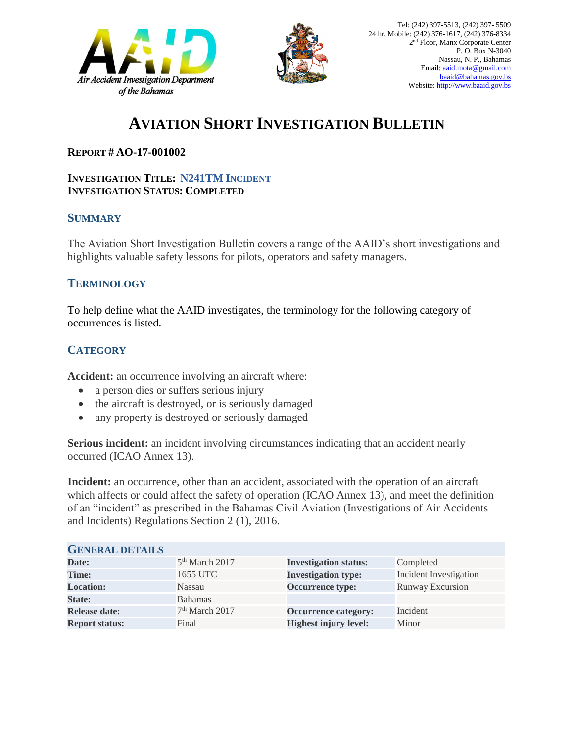Tel: (242) 397-5513, (242) 397- 5509
24 hr. Mobile: (242) 376-1617, (242) 376-8334
2nd Floor, Manx Corporate Center
P. O. Box N-3040
Nassau, N. P., Bahamas
Email: aaid.mota@gmail.com
baaid@bahamas.gov.bs
Website: http://www.baaid.gov.bs

# AVIATION SHORT INVESTIGATION BULLETIN

**REPORT # AO-17-001002**

**INVESTIGATION TITLE: N241TM INCIDENT**
**INVESTIGATION STATUS: COMPLETED**

## SUMMARY

The Aviation Short Investigation Bulletin covers a range of the AAID's short investigations and highlights valuable safety lessons for pilots, operators and safety managers.

## TERMINOLOGY

To help define what the AAID investigates, the terminology for the following category of occurrences is listed.

## CATEGORY

**Accident:** an occurrence involving an aircraft where:

- a person dies or suffers serious injury
- the aircraft is destroyed, or is seriously damaged
- any property is destroyed or seriously damaged

**Serious incident:** an incident involving circumstances indicating that an accident nearly occurred (ICAO Annex 13).

**Incident:** an occurrence, other than an accident, associated with the operation of an aircraft which affects or could affect the safety of operation (ICAO Annex 13), and meet the definition of an "incident" as prescribed in the Bahamas Civil Aviation (Investigations of Air Accidents and Incidents) Regulations Section 2 (1), 2016.

## GENERAL DETAILS

| | | | |
|---|---|---|---|
| **Date:** | 5th March 2017 | **Investigation status:** | Completed |
| **Time:** | 1655 UTC | **Investigation type:** | Incident Investigation |
| **Location:** | Nassau | **Occurrence type:** | Runway Excursion |
| **State:** | Bahamas | | |
| **Release date:** | 7th March 2017 | **Occurrence category:** | Incident |
| **Report status:** | Final | **Highest injury level:** | Minor |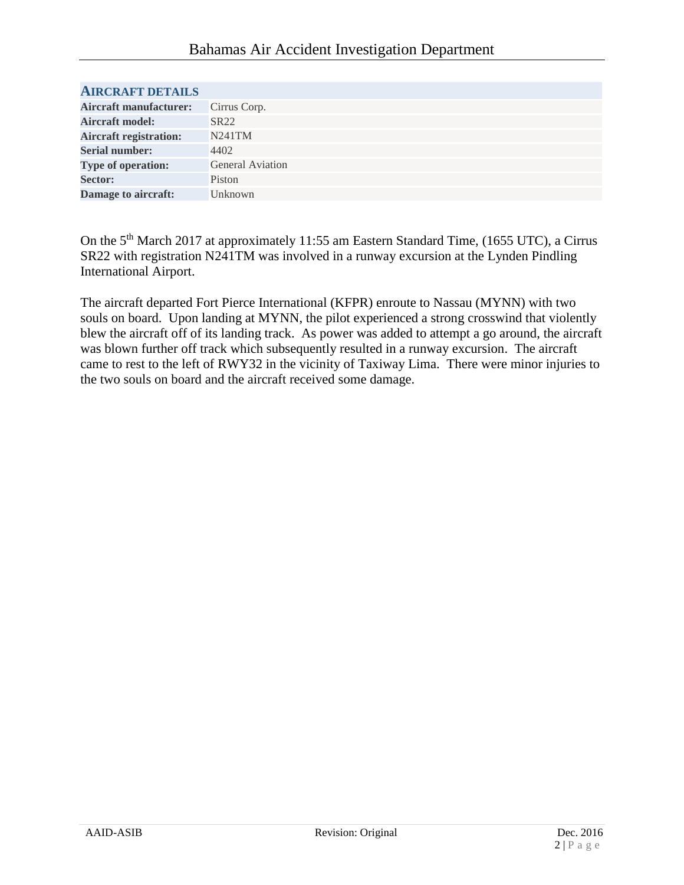| AIRCRAFT DETAILS | |
|---|---|
| **Aircraft manufacturer:** | Cirrus Corp. |
| **Aircraft model:** | SR22 |
| **Aircraft registration:** | N241TM |
| **Serial number:** | 4402 |
| **Type of operation:** | General Aviation |
| **Sector:** | Piston |
| **Damage to aircraft:** | Unknown |

On the 5th March 2017 at approximately 11:55 am Eastern Standard Time, (1655 UTC), a Cirrus SR22 with registration N241TM was involved in a runway excursion at the Lynden Pindling International Airport.

The aircraft departed Fort Pierce International (KFPR) enroute to Nassau (MYNN) with two souls on board. Upon landing at MYNN, the pilot experienced a strong crosswind that violently blew the aircraft off of its landing track. As power was added to attempt a go around, the aircraft was blown further off track which subsequently resulted in a runway excursion. The aircraft came to rest to the left of RWY32 in the vicinity of Taxiway Lima. There were minor injuries to the two souls on board and the aircraft received some damage.